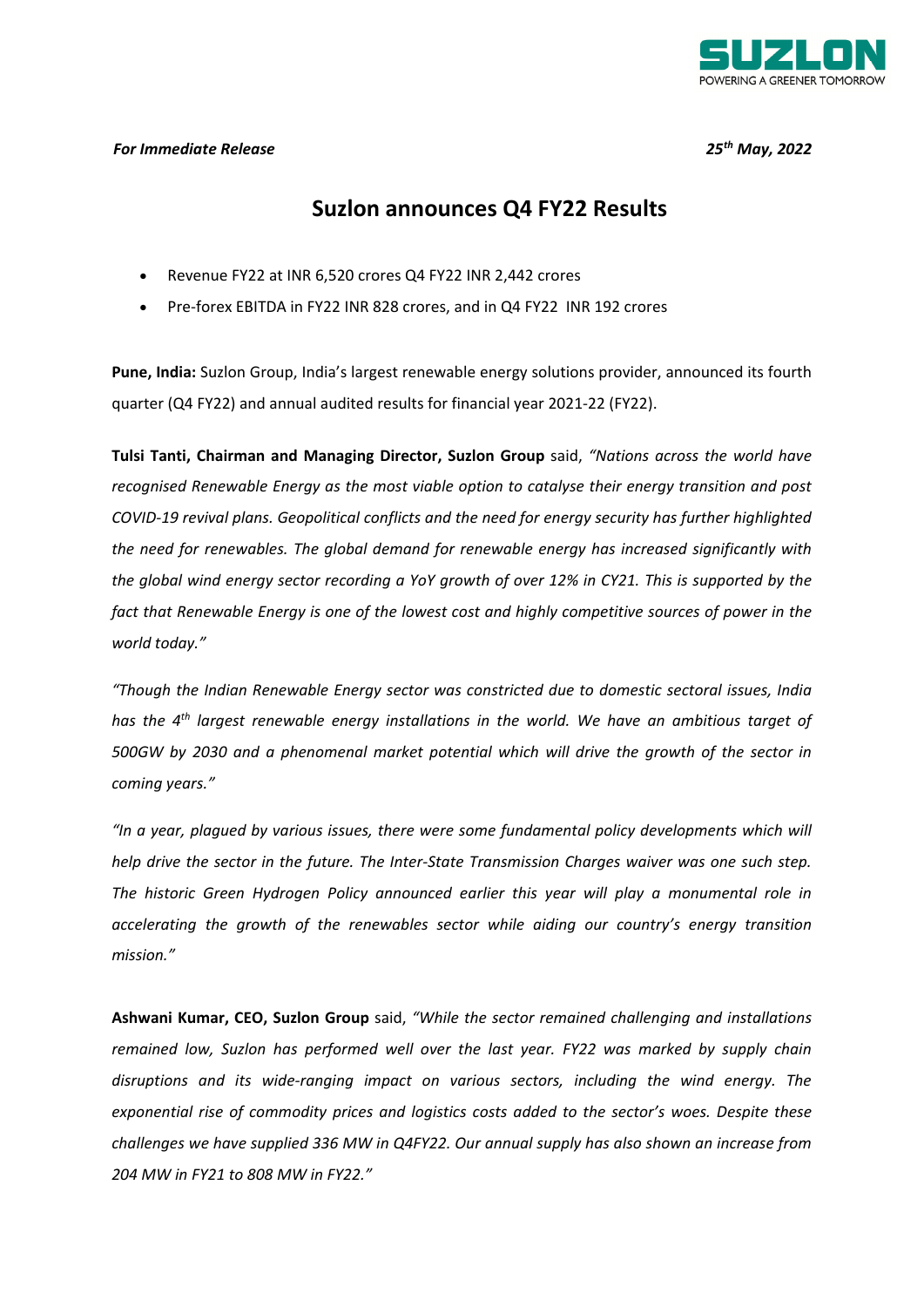***For Immediate Release*** ***25th May, 2022***

# Suzlon announces Q4 FY22 Results

- Revenue FY22 at INR 6,520 crores Q4 FY22 INR 2,442 crores
- Pre-forex EBITDA in FY22 INR 828 crores, and in Q4 FY22 INR 192 crores

**Pune, India:** Suzlon Group, India's largest renewable energy solutions provider, announced its fourth quarter (Q4 FY22) and annual audited results for financial year 2021-22 (FY22).

**Tulsi Tanti, Chairman and Managing Director, Suzlon Group** said, *"Nations across the world have recognised Renewable Energy as the most viable option to catalyse their energy transition and post COVID-19 revival plans. Geopolitical conflicts and the need for energy security has further highlighted the need for renewables. The global demand for renewable energy has increased significantly with the global wind energy sector recording a YoY growth of over 12% in CY21. This is supported by the fact that Renewable Energy is one of the lowest cost and highly competitive sources of power in the world today."*

*"Though the Indian Renewable Energy sector was constricted due to domestic sectoral issues, India has the 4th largest renewable energy installations in the world. We have an ambitious target of 500GW by 2030 and a phenomenal market potential which will drive the growth of the sector in coming years."*

*"In a year, plagued by various issues, there were some fundamental policy developments which will help drive the sector in the future. The Inter-State Transmission Charges waiver was one such step. The historic Green Hydrogen Policy announced earlier this year will play a monumental role in accelerating the growth of the renewables sector while aiding our country's energy transition mission."*

**Ashwani Kumar, CEO, Suzlon Group** said, *"While the sector remained challenging and installations remained low, Suzlon has performed well over the last year. FY22 was marked by supply chain disruptions and its wide-ranging impact on various sectors, including the wind energy. The exponential rise of commodity prices and logistics costs added to the sector's woes. Despite these challenges we have supplied 336 MW in Q4FY22. Our annual supply has also shown an increase from 204 MW in FY21 to 808 MW in FY22."*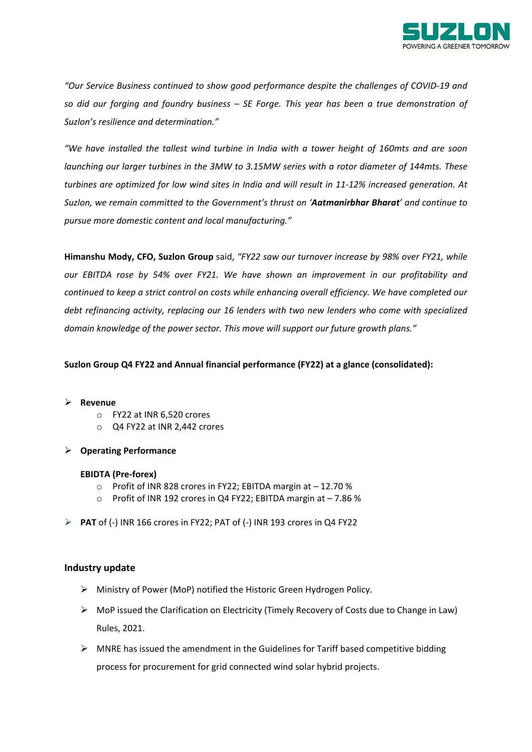*"Our Service Business continued to show good performance despite the challenges of COVID-19 and so did our forging and foundry business – SE Forge. This year has been a true demonstration of Suzlon's resilience and determination."*

*"We have installed the tallest wind turbine in India with a tower height of 160mts and are soon launching our larger turbines in the 3MW to 3.15MW series with a rotor diameter of 144mts. These turbines are optimized for low wind sites in India and will result in 11-12% increased generation. At Suzlon, we remain committed to the Government's thrust on '**Aatmanirbhar Bharat**' and continue to pursue more domestic content and local manufacturing."*

**Himanshu Mody, CFO, Suzlon Group** said, *"FY22 saw our turnover increase by 98% over FY21, while our EBITDA rose by 54% over FY21. We have shown an improvement in our profitability and continued to keep a strict control on costs while enhancing overall efficiency. We have completed our debt refinancing activity, replacing our 16 lenders with two new lenders who come with specialized domain knowledge of the power sector. This move will support our future growth plans."*

**Suzlon Group Q4 FY22 and Annual financial performance (FY22) at a glance (consolidated):**

- **Revenue**
  - FY22 at INR 6,520 crores
  - Q4 FY22 at INR 2,442 crores
- **Operating Performance**

  **EBIDTA (Pre-forex)**
  - Profit of INR 828 crores in FY22; EBITDA margin at – 12.70 %
  - Profit of INR 192 crores in Q4 FY22; EBITDA margin at – 7.86 %
- **PAT** of (-) INR 166 crores in FY22; PAT of (-) INR 193 crores in Q4 FY22

## Industry update

- Ministry of Power (MoP) notified the Historic Green Hydrogen Policy.
- MoP issued the Clarification on Electricity (Timely Recovery of Costs due to Change in Law) Rules, 2021.
- MNRE has issued the amendment in the Guidelines for Tariff based competitive bidding process for procurement for grid connected wind solar hybrid projects.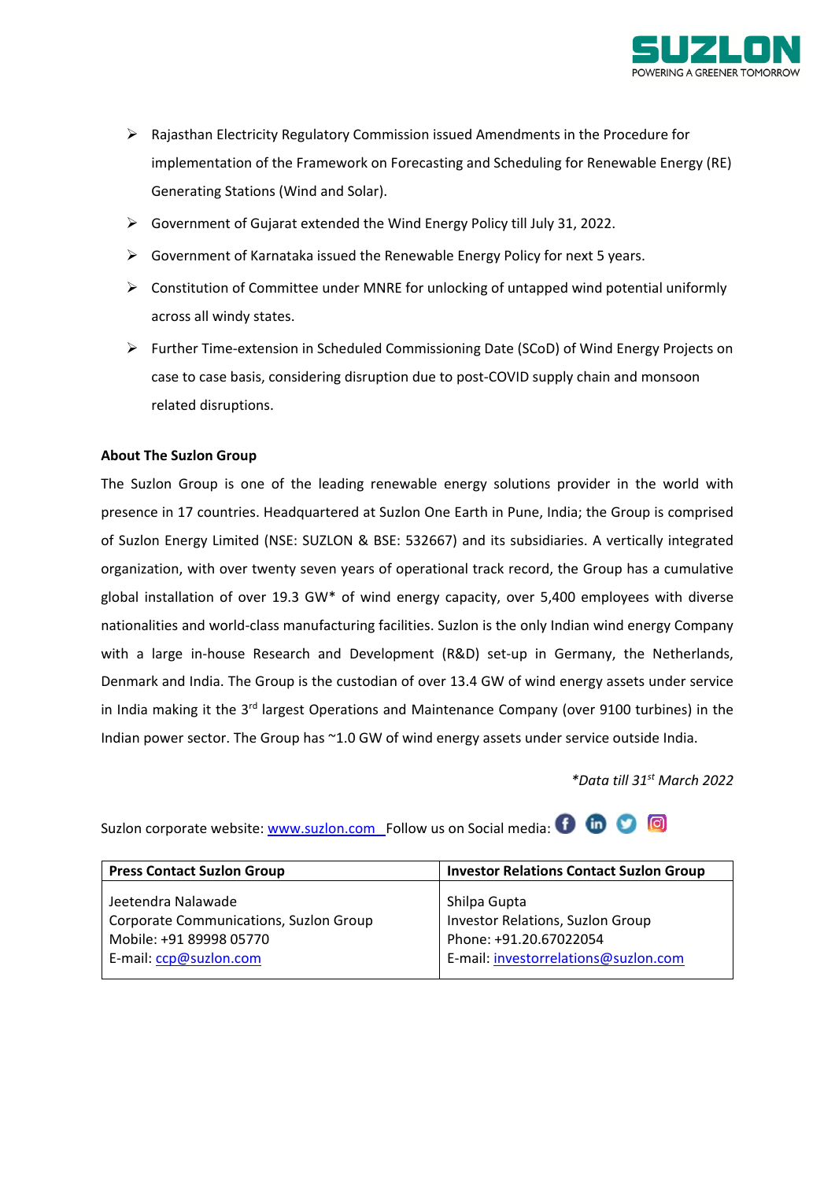- Rajasthan Electricity Regulatory Commission issued Amendments in the Procedure for implementation of the Framework on Forecasting and Scheduling for Renewable Energy (RE) Generating Stations (Wind and Solar).
- Government of Gujarat extended the Wind Energy Policy till July 31, 2022.
- Government of Karnataka issued the Renewable Energy Policy for next 5 years.
- Constitution of Committee under MNRE for unlocking of untapped wind potential uniformly across all windy states.
- Further Time-extension in Scheduled Commissioning Date (SCoD) of Wind Energy Projects on case to case basis, considering disruption due to post-COVID supply chain and monsoon related disruptions.

**About The Suzlon Group**

The Suzlon Group is one of the leading renewable energy solutions provider in the world with presence in 17 countries. Headquartered at Suzlon One Earth in Pune, India; the Group is comprised of Suzlon Energy Limited (NSE: SUZLON & BSE: 532667) and its subsidiaries. A vertically integrated organization, with over twenty seven years of operational track record, the Group has a cumulative global installation of over 19.3 GW* of wind energy capacity, over 5,400 employees with diverse nationalities and world-class manufacturing facilities. Suzlon is the only Indian wind energy Company with a large in-house Research and Development (R&D) set-up in Germany, the Netherlands, Denmark and India. The Group is the custodian of over 13.4 GW of wind energy assets under service in India making it the 3rd largest Operations and Maintenance Company (over 9100 turbines) in the Indian power sector. The Group has ~1.0 GW of wind energy assets under service outside India.

*\*Data till 31st March 2022*

Suzlon corporate website: [www.suzlon.com](http://www.suzlon.com) Follow us on Social media:

| Press Contact Suzlon Group | Investor Relations Contact Suzlon Group |
|---|---|
| Jeetendra Nalawade<br>Corporate Communications, Suzlon Group<br>Mobile: +91 89998 05770<br>E-mail: ccp@suzlon.com | Shilpa Gupta<br>Investor Relations, Suzlon Group<br>Phone: +91.20.67022054<br>E-mail: investorrelations@suzlon.com |